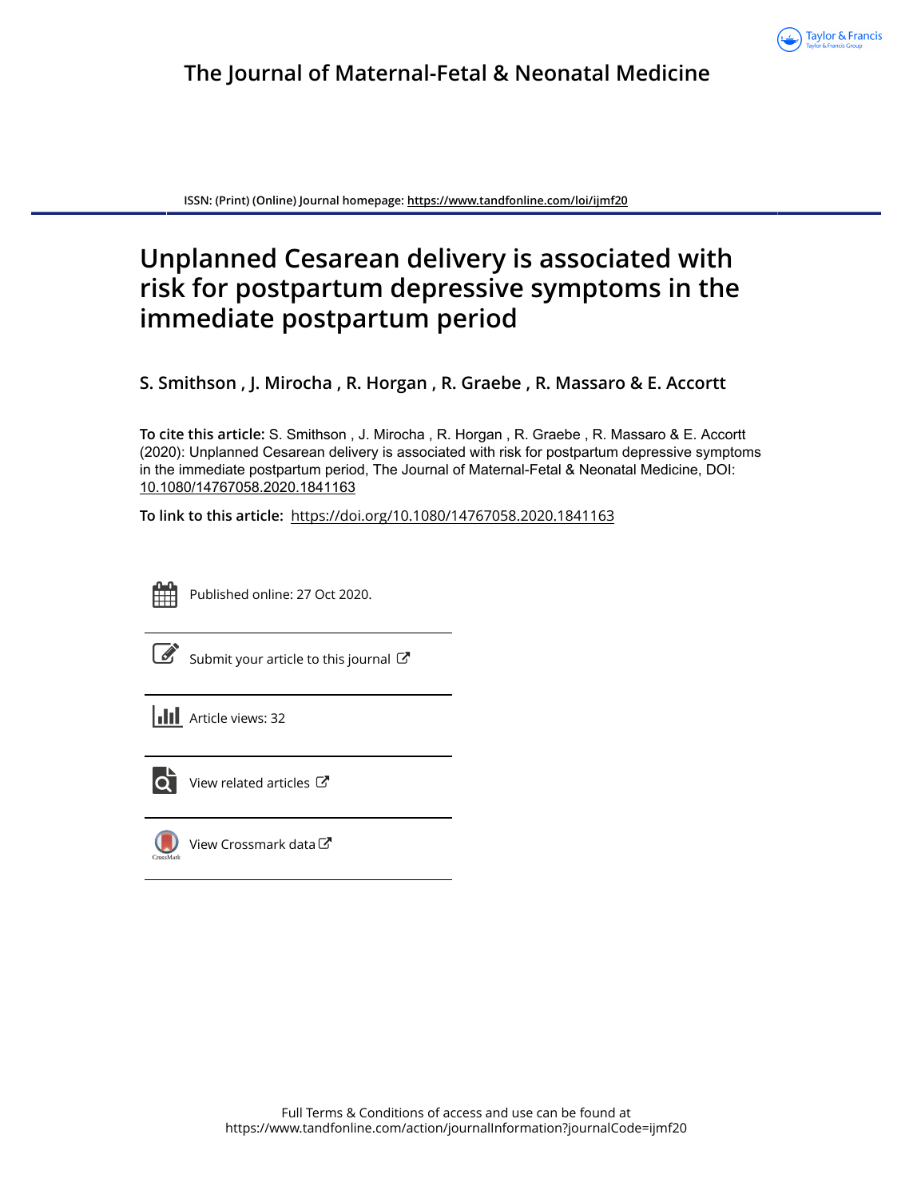The Journal of Maternal-Fetal & Neonatal Medicine

ISSN: (Print) (Online) Journal homepage: https://www.tandfonline.com/loi/ijmf20

# Unplanned Cesarean delivery is associated with risk for postpartum depressive symptoms in the immediate postpartum period

**S. Smithson , J. Mirocha , R. Horgan , R. Graebe , R. Massaro & E. Accortt**

**To cite this article:** S. Smithson , J. Mirocha , R. Horgan , R. Graebe , R. Massaro & E. Accortt (2020): Unplanned Cesarean delivery is associated with risk for postpartum depressive symptoms in the immediate postpartum period, The Journal of Maternal-Fetal & Neonatal Medicine, DOI: 10.1080/14767058.2020.1841163

**To link to this article:** https://doi.org/10.1080/14767058.2020.1841163

Published online: 27 Oct 2020.

Submit your article to this journal

Article views: 32

View related articles

View Crossmark data

Full Terms & Conditions of access and use can be found at https://www.tandfonline.com/action/journalInformation?journalCode=ijmf20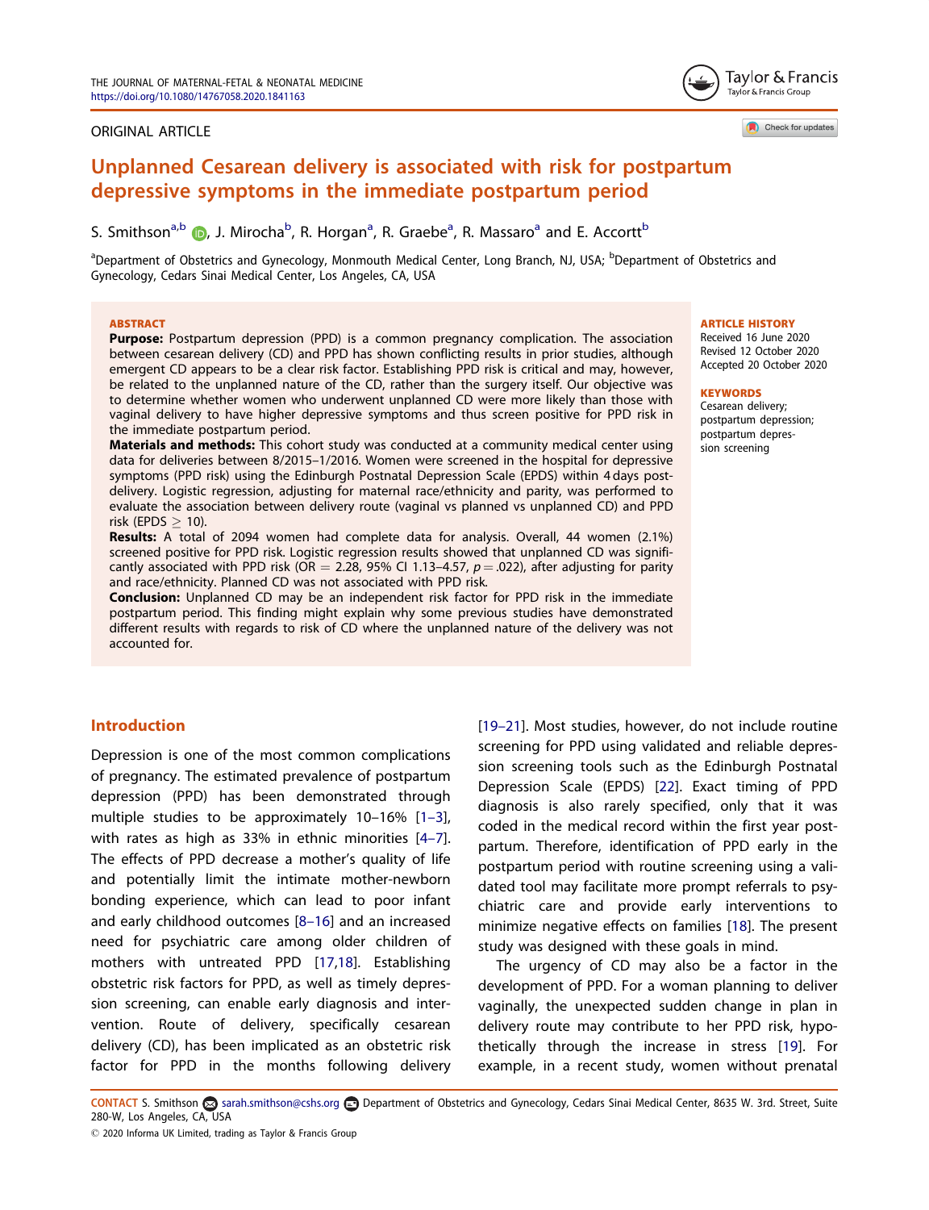ORIGINAL ARTICLE

# Unplanned Cesarean delivery is associated with risk for postpartum depressive symptoms in the immediate postpartum period

S. Smithson[a,b], J. Mirocha[b], R. Horgan[a], R. Graebe[a], R. Massaro[a] and E. Accortt[b]

[a]Department of Obstetrics and Gynecology, Monmouth Medical Center, Long Branch, NJ, USA; [b]Department of Obstetrics and Gynecology, Cedars Sinai Medical Center, Los Angeles, CA, USA

## ABSTRACT

**Purpose:** Postpartum depression (PPD) is a common pregnancy complication. The association between cesarean delivery (CD) and PPD has shown conflicting results in prior studies, although emergent CD appears to be a clear risk factor. Establishing PPD risk is critical and may, however, be related to the unplanned nature of the CD, rather than the surgery itself. Our objective was to determine whether women who underwent unplanned CD were more likely than those with vaginal delivery to have higher depressive symptoms and thus screen positive for PPD risk in the immediate postpartum period.

**Materials and methods:** This cohort study was conducted at a community medical center using data for deliveries between 8/2015–1/2016. Women were screened in the hospital for depressive symptoms (PPD risk) using the Edinburgh Postnatal Depression Scale (EPDS) within 4 days post-delivery. Logistic regression, adjusting for maternal race/ethnicity and parity, was performed to evaluate the association between delivery route (vaginal vs planned vs unplanned CD) and PPD risk (EPDS $\geq$ 10).

**Results:** A total of 2094 women had complete data for analysis. Overall, 44 women (2.1%) screened positive for PPD risk. Logistic regression results showed that unplanned CD was significantly associated with PPD risk (OR = 2.28, 95% CI 1.13–4.57, $p = .022$), after adjusting for parity and race/ethnicity. Planned CD was not associated with PPD risk.

**Conclusion:** Unplanned CD may be an independent risk factor for PPD risk in the immediate postpartum period. This finding might explain why some previous studies have demonstrated different results with regards to risk of CD where the unplanned nature of the delivery was not accounted for.

**ARTICLE HISTORY**
Received 16 June 2020
Revised 12 October 2020
Accepted 20 October 2020

**KEYWORDS**
Cesarean delivery; postpartum depression; postpartum depression screening

## Introduction

Depression is one of the most common complications of pregnancy. The estimated prevalence of postpartum depression (PPD) has been demonstrated through multiple studies to be approximately 10–16% [1–3], with rates as high as 33% in ethnic minorities [4–7]. The effects of PPD decrease a mother's quality of life and potentially limit the intimate mother-newborn bonding experience, which can lead to poor infant and early childhood outcomes [8–16] and an increased need for psychiatric care among older children of mothers with untreated PPD [17,18]. Establishing obstetric risk factors for PPD, as well as timely depression screening, can enable early diagnosis and intervention. Route of delivery, specifically cesarean delivery (CD), has been implicated as an obstetric risk factor for PPD in the months following delivery [19–21]. Most studies, however, do not include routine screening for PPD using validated and reliable depression screening tools such as the Edinburgh Postnatal Depression Scale (EPDS) [22]. Exact timing of PPD diagnosis is also rarely specified, only that it was coded in the medical record within the first year postpartum. Therefore, identification of PPD early in the postpartum period with routine screening using a validated tool may facilitate more prompt referrals to psychiatric care and provide early interventions to minimize negative effects on families [18]. The present study was designed with these goals in mind.

The urgency of CD may also be a factor in the development of PPD. For a woman planning to deliver vaginally, the unexpected sudden change in plan in delivery route may contribute to her PPD risk, hypothetically through the increase in stress [19]. For example, in a recent study, women without prenatal

CONTACT S. Smithson sarah.smithson@cshs.org Department of Obstetrics and Gynecology, Cedars Sinai Medical Center, 8635 W. 3rd. Street, Suite 280-W, Los Angeles, CA, USA

© 2020 Informa UK Limited, trading as Taylor & Francis Group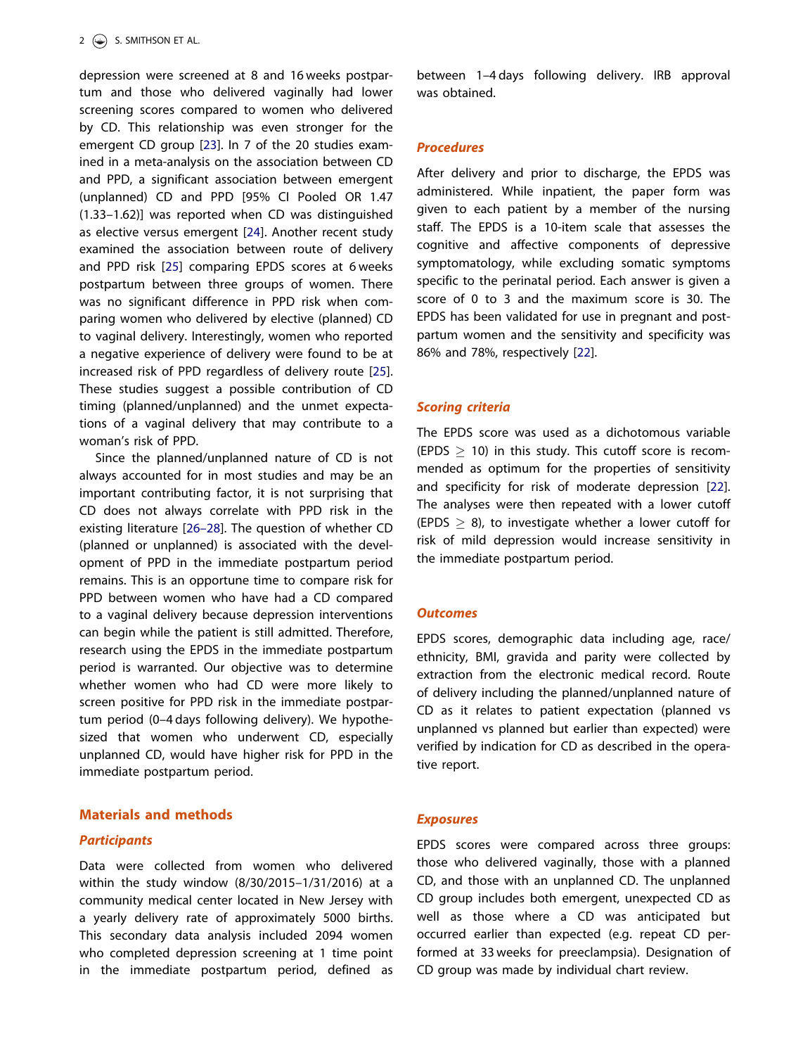depression were screened at 8 and 16 weeks postpartum and those who delivered vaginally had lower screening scores compared to women who delivered by CD. This relationship was even stronger for the emergent CD group [23]. In 7 of the 20 studies examined in a meta-analysis on the association between CD and PPD, a significant association between emergent (unplanned) CD and PPD [95% CI Pooled OR 1.47 (1.33–1.62)] was reported when CD was distinguished as elective versus emergent [24]. Another recent study examined the association between route of delivery and PPD risk [25] comparing EPDS scores at 6 weeks postpartum between three groups of women. There was no significant difference in PPD risk when comparing women who delivered by elective (planned) CD to vaginal delivery. Interestingly, women who reported a negative experience of delivery were found to be at increased risk of PPD regardless of delivery route [25]. These studies suggest a possible contribution of CD timing (planned/unplanned) and the unmet expectations of a vaginal delivery that may contribute to a woman's risk of PPD.

Since the planned/unplanned nature of CD is not always accounted for in most studies and may be an important contributing factor, it is not surprising that CD does not always correlate with PPD risk in the existing literature [26–28]. The question of whether CD (planned or unplanned) is associated with the development of PPD in the immediate postpartum period remains. This is an opportune time to compare risk for PPD between women who have had a CD compared to a vaginal delivery because depression interventions can begin while the patient is still admitted. Therefore, research using the EPDS in the immediate postpartum period is warranted. Our objective was to determine whether women who had CD were more likely to screen positive for PPD risk in the immediate postpartum period (0–4 days following delivery). We hypothesized that women who underwent CD, especially unplanned CD, would have higher risk for PPD in the immediate postpartum period.

## Materials and methods

### Participants

Data were collected from women who delivered within the study window (8/30/2015–1/31/2016) at a community medical center located in New Jersey with a yearly delivery rate of approximately 5000 births. This secondary data analysis included 2094 women who completed depression screening at 1 time point in the immediate postpartum period, defined as between 1–4 days following delivery. IRB approval was obtained.

### Procedures

After delivery and prior to discharge, the EPDS was administered. While inpatient, the paper form was given to each patient by a member of the nursing staff. The EPDS is a 10-item scale that assesses the cognitive and affective components of depressive symptomatology, while excluding somatic symptoms specific to the perinatal period. Each answer is given a score of 0 to 3 and the maximum score is 30. The EPDS has been validated for use in pregnant and postpartum women and the sensitivity and specificity was 86% and 78%, respectively [22].

### Scoring criteria

The EPDS score was used as a dichotomous variable (EPDS $\geq$ 10) in this study. This cutoff score is recommended as optimum for the properties of sensitivity and specificity for risk of moderate depression [22]. The analyses were then repeated with a lower cutoff (EPDS $\geq$ 8), to investigate whether a lower cutoff for risk of mild depression would increase sensitivity in the immediate postpartum period.

### Outcomes

EPDS scores, demographic data including age, race/ethnicity, BMI, gravida and parity were collected by extraction from the electronic medical record. Route of delivery including the planned/unplanned nature of CD as it relates to patient expectation (planned vs unplanned vs planned but earlier than expected) were verified by indication for CD as described in the operative report.

### Exposures

EPDS scores were compared across three groups: those who delivered vaginally, those with a planned CD, and those with an unplanned CD. The unplanned CD group includes both emergent, unexpected CD as well as those where a CD was anticipated but occurred earlier than expected (e.g. repeat CD performed at 33 weeks for preeclampsia). Designation of CD group was made by individual chart review.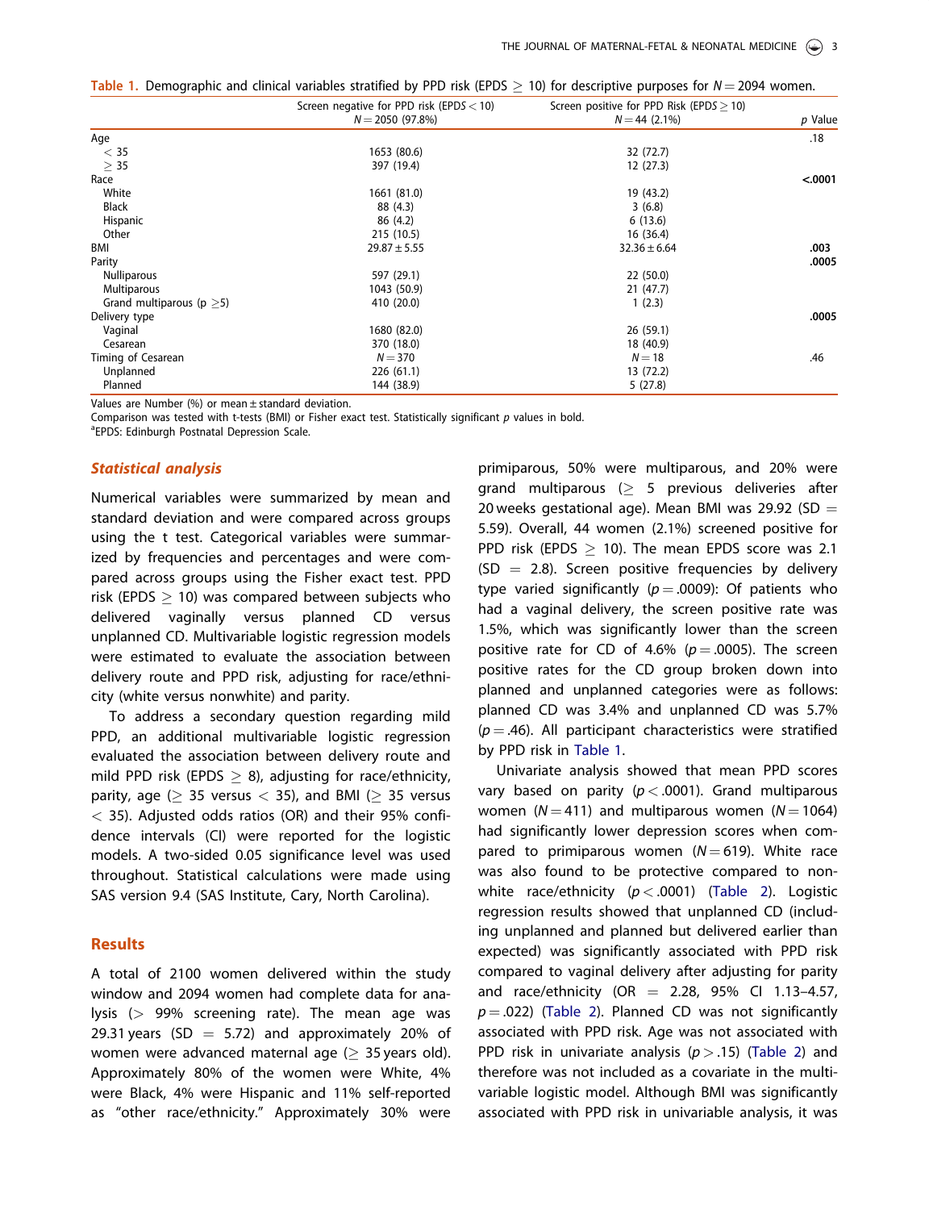**Table 1.** Demographic and clinical variables stratified by PPD risk (EPDS ≥ 10) for descriptive purposes for $N = 2094$ women.

| | Screen negative for PPD risk (EPDS < 10) $N = 2050$ (97.8%) | Screen positive for PPD Risk (EPDS ≥ 10) $N = 44$ (2.1%) | $p$ Value |
|---|---|---|---|
| Age | | | .18 |
| < 35 | 1653 (80.6) | 32 (72.7) | |
| ≥ 35 | 397 (19.4) | 12 (27.3) | |
| Race | | | **<.0001** |
| White | 1661 (81.0) | 19 (43.2) | |
| Black | 88 (4.3) | 3 (6.8) | |
| Hispanic | 86 (4.2) | 6 (13.6) | |
| Other | 215 (10.5) | 16 (36.4) | |
| BMI | 29.87 ± 5.55 | 32.36 ± 6.64 | **.003** |
| Parity | | | **.0005** |
| Nulliparous | 597 (29.1) | 22 (50.0) | |
| Multiparous | 1043 (50.9) | 21 (47.7) | |
| Grand multiparous (p ≥5) | 410 (20.0) | 1 (2.3) | |
| Delivery type | | | **.0005** |
| Vaginal | 1680 (82.0) | 26 (59.1) | |
| Cesarean | 370 (18.0) | 18 (40.9) | |
| Timing of Cesarean | $N = 370$ | $N = 18$ | .46 |
| Unplanned | 226 (61.1) | 13 (72.2) | |
| Planned | 144 (38.9) | 5 (27.8) | |

Values are Number (%) or mean ± standard deviation.
Comparison was tested with t-tests (BMI) or Fisher exact test. Statistically significant $p$ values in bold.
[a]EPDS: Edinburgh Postnatal Depression Scale.

### *Statistical analysis*

Numerical variables were summarized by mean and standard deviation and were compared across groups using the t test. Categorical variables were summarized by frequencies and percentages and were compared across groups using the Fisher exact test. PPD risk (EPDS ≥ 10) was compared between subjects who delivered vaginally versus planned CD versus unplanned CD. Multivariable logistic regression models were estimated to evaluate the association between delivery route and PPD risk, adjusting for race/ethnicity (white versus nonwhite) and parity.

To address a secondary question regarding mild PPD, an additional multivariable logistic regression evaluated the association between delivery route and mild PPD risk (EPDS ≥ 8), adjusting for race/ethnicity, parity, age (≥ 35 versus < 35), and BMI (≥ 35 versus < 35). Adjusted odds ratios (OR) and their 95% confidence intervals (CI) were reported for the logistic models. A two-sided 0.05 significance level was used throughout. Statistical calculations were made using SAS version 9.4 (SAS Institute, Cary, North Carolina).

## Results

A total of 2100 women delivered within the study window and 2094 women had complete data for analysis (> 99% screening rate). The mean age was 29.31 years (SD = 5.72) and approximately 20% of women were advanced maternal age (≥ 35 years old). Approximately 80% of the women were White, 4% were Black, 4% were Hispanic and 11% self-reported as "other race/ethnicity." Approximately 30% were primiparous, 50% were multiparous, and 20% were grand multiparous (≥ 5 previous deliveries after 20 weeks gestational age). Mean BMI was 29.92 (SD = 5.59). Overall, 44 women (2.1%) screened positive for PPD risk (EPDS ≥ 10). The mean EPDS score was 2.1 (SD = 2.8). Screen positive frequencies by delivery type varied significantly ($p = .0009$): Of patients who had a vaginal delivery, the screen positive rate was 1.5%, which was significantly lower than the screen positive rate for CD of 4.6% ($p = .0005$). The screen positive rates for the CD group broken down into planned and unplanned categories were as follows: planned CD was 3.4% and unplanned CD was 5.7% ($p = .46$). All participant characteristics were stratified by PPD risk in Table 1.

Univariate analysis showed that mean PPD scores vary based on parity ($p < .0001$). Grand multiparous women ($N = 411$) and multiparous women ($N = 1064$) had significantly lower depression scores when compared to primiparous women ($N = 619$). White race was also found to be protective compared to non-white race/ethnicity ($p < .0001$) (Table 2). Logistic regression results showed that unplanned CD (including unplanned and planned but delivered earlier than expected) was significantly associated with PPD risk compared to vaginal delivery after adjusting for parity and race/ethnicity (OR = 2.28, 95% CI 1.13–4.57, $p = .022$) (Table 2). Planned CD was not significantly associated with PPD risk. Age was not associated with PPD risk in univariate analysis ($p > .15$) (Table 2) and therefore was not included as a covariate in the multivariable logistic model. Although BMI was significantly associated with PPD risk in univariable analysis, it was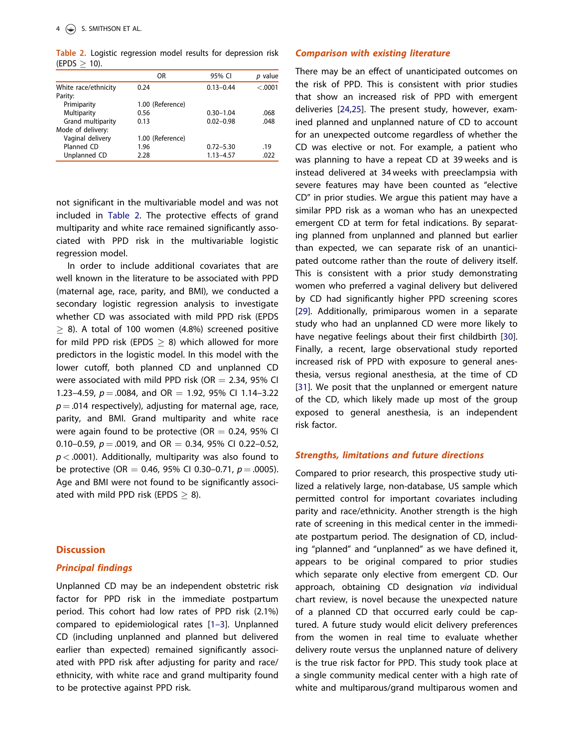**Table 2.** Logistic regression model results for depression risk (EPDS ≥ 10).

| | OR | 95% CI | *p* value |
|---|---|---|---|
| White race/ethnicity | 0.24 | 0.13–0.44 | <.0001 |
| Parity: | | | |
| Primiparity | 1.00 (Reference) | | |
| Multiparity | 0.56 | 0.30–1.04 | .068 |
| Grand multiparity | 0.13 | 0.02–0.98 | .048 |
| Mode of delivery: | | | |
| Vaginal delivery | 1.00 (Reference) | | |
| Planned CD | 1.96 | 0.72–5.30 | .19 |
| Unplanned CD | 2.28 | 1.13–4.57 | .022 |

not significant in the multivariable model and was not included in Table 2. The protective effects of grand multiparity and white race remained significantly associated with PPD risk in the multivariable logistic regression model.

In order to include additional covariates that are well known in the literature to be associated with PPD (maternal age, race, parity, and BMI), we conducted a secondary logistic regression analysis to investigate whether CD was associated with mild PPD risk (EPDS ≥ 8). A total of 100 women (4.8%) screened positive for mild PPD risk (EPDS ≥ 8) which allowed for more predictors in the logistic model. In this model with the lower cutoff, both planned CD and unplanned CD were associated with mild PPD risk (OR = 2.34, 95% CI 1.23–4.59, $p = .0084$, and OR = 1.92, 95% CI 1.14–3.22 $p = .014$ respectively), adjusting for maternal age, race, parity, and BMI. Grand multiparity and white race were again found to be protective (OR = 0.24, 95% CI 0.10–0.59, $p = .0019$, and OR = 0.34, 95% CI 0.22–0.52, $p < .0001$). Additionally, multiparity was also found to be protective (OR = 0.46, 95% CI 0.30–0.71, $p = .0005$). Age and BMI were not found to be significantly associated with mild PPD risk (EPDS ≥ 8).

## Discussion

### Principal findings

Unplanned CD may be an independent obstetric risk factor for PPD risk in the immediate postpartum period. This cohort had low rates of PPD risk (2.1%) compared to epidemiological rates [1–3]. Unplanned CD (including unplanned and planned but delivered earlier than expected) remained significantly associated with PPD risk after adjusting for parity and race/ethnicity, with white race and grand multiparity found to be protective against PPD risk.

### Comparison with existing literature

There may be an effect of unanticipated outcomes on the risk of PPD. This is consistent with prior studies that show an increased risk of PPD with emergent deliveries [24,25]. The present study, however, examined planned and unplanned nature of CD to account for an unexpected outcome regardless of whether the CD was elective or not. For example, a patient who was planning to have a repeat CD at 39 weeks and is instead delivered at 34 weeks with preeclampsia with severe features may have been counted as "elective CD" in prior studies. We argue this patient may have a similar PPD risk as a woman who has an unexpected emergent CD at term for fetal indications. By separating planned from unplanned and planned but earlier than expected, we can separate risk of an unanticipated outcome rather than the route of delivery itself. This is consistent with a prior study demonstrating women who preferred a vaginal delivery but delivered by CD had significantly higher PPD screening scores [29]. Additionally, primiparous women in a separate study who had an unplanned CD were more likely to have negative feelings about their first childbirth [30]. Finally, a recent, large observational study reported increased risk of PPD with exposure to general anesthesia, versus regional anesthesia, at the time of CD [31]. We posit that the unplanned or emergent nature of the CD, which likely made up most of the group exposed to general anesthesia, is an independent risk factor.

### Strengths, limitations and future directions

Compared to prior research, this prospective study utilized a relatively large, non-database, US sample which permitted control for important covariates including parity and race/ethnicity. Another strength is the high rate of screening in this medical center in the immediate postpartum period. The designation of CD, including "planned" and "unplanned" as we have defined it, appears to be original compared to prior studies which separate only elective from emergent CD. Our approach, obtaining CD designation *via* individual chart review, is novel because the unexpected nature of a planned CD that occurred early could be captured. A future study would elicit delivery preferences from the women in real time to evaluate whether delivery route versus the unplanned nature of delivery is the true risk factor for PPD. This study took place at a single community medical center with a high rate of white and multiparous/grand multiparous women and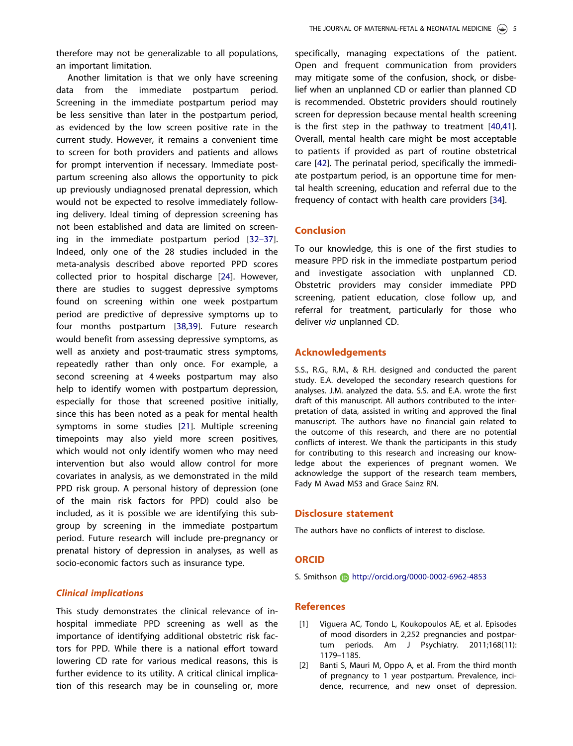therefore may not be generalizable to all populations, an important limitation.

Another limitation is that we only have screening data from the immediate postpartum period. Screening in the immediate postpartum period may be less sensitive than later in the postpartum period, as evidenced by the low screen positive rate in the current study. However, it remains a convenient time to screen for both providers and patients and allows for prompt intervention if necessary. Immediate postpartum screening also allows the opportunity to pick up previously undiagnosed prenatal depression, which would not be expected to resolve immediately following delivery. Ideal timing of depression screening has not been established and data are limited on screening in the immediate postpartum period [32–37]. Indeed, only one of the 28 studies included in the meta-analysis described above reported PPD scores collected prior to hospital discharge [24]. However, there are studies to suggest depressive symptoms found on screening within one week postpartum period are predictive of depressive symptoms up to four months postpartum [38,39]. Future research would benefit from assessing depressive symptoms, as well as anxiety and post-traumatic stress symptoms, repeatedly rather than only once. For example, a second screening at 4 weeks postpartum may also help to identify women with postpartum depression, especially for those that screened positive initially, since this has been noted as a peak for mental health symptoms in some studies [21]. Multiple screening timepoints may also yield more screen positives, which would not only identify women who may need intervention but also would allow control for more covariates in analysis, as we demonstrated in the mild PPD risk group. A personal history of depression (one of the main risk factors for PPD) could also be included, as it is possible we are identifying this subgroup by screening in the immediate postpartum period. Future research will include pre-pregnancy or prenatal history of depression in analyses, as well as socio-economic factors such as insurance type.

### *Clinical implications*

This study demonstrates the clinical relevance of in-hospital immediate PPD screening as well as the importance of identifying additional obstetric risk factors for PPD. While there is a national effort toward lowering CD rate for various medical reasons, this is further evidence to its utility. A critical clinical implication of this research may be in counseling or, more specifically, managing expectations of the patient. Open and frequent communication from providers may mitigate some of the confusion, shock, or disbelief when an unplanned CD or earlier than planned CD is recommended. Obstetric providers should routinely screen for depression because mental health screening is the first step in the pathway to treatment [40,41]. Overall, mental health care might be most acceptable to patients if provided as part of routine obstetrical care [42]. The perinatal period, specifically the immediate postpartum period, is an opportune time for mental health screening, education and referral due to the frequency of contact with health care providers [34].

## Conclusion

To our knowledge, this is one of the first studies to measure PPD risk in the immediate postpartum period and investigate association with unplanned CD. Obstetric providers may consider immediate PPD screening, patient education, close follow up, and referral for treatment, particularly for those who deliver *via* unplanned CD.

## Acknowledgements

S.S., R.G., R.M., & R.H. designed and conducted the parent study. E.A. developed the secondary research questions for analyses. J.M. analyzed the data. S.S. and E.A. wrote the first draft of this manuscript. All authors contributed to the interpretation of data, assisted in writing and approved the final manuscript. The authors have no financial gain related to the outcome of this research, and there are no potential conflicts of interest. We thank the participants in this study for contributing to this research and increasing our knowledge about the experiences of pregnant women. We acknowledge the support of the research team members, Fady M Awad MS3 and Grace Sainz RN.

## Disclosure statement

The authors have no conflicts of interest to disclose.

## ORCID

S. Smithson http://orcid.org/0000-0002-6962-4853

## References

[1] Viguera AC, Tondo L, Koukopoulos AE, et al. Episodes of mood disorders in 2,252 pregnancies and postpartum periods. Am J Psychiatry. 2011;168(11):1179–1185.

[2] Banti S, Mauri M, Oppo A, et al. From the third month of pregnancy to 1 year postpartum. Prevalence, incidence, recurrence, and new onset of depression.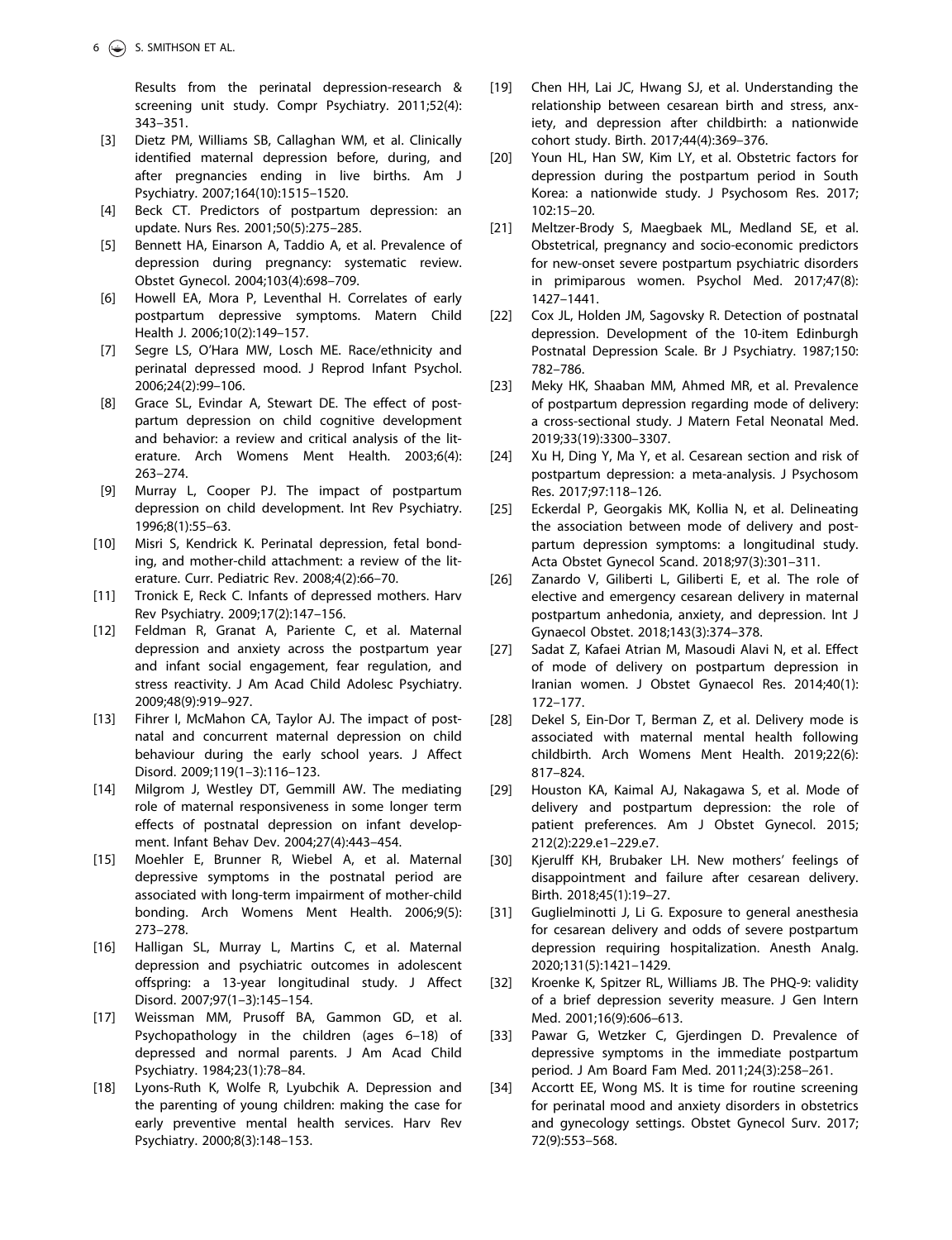Results from the perinatal depression-research & screening unit study. Compr Psychiatry. 2011;52(4): 343–351.

[3] Dietz PM, Williams SB, Callaghan WM, et al. Clinically identified maternal depression before, during, and after pregnancies ending in live births. Am J Psychiatry. 2007;164(10):1515–1520.

[4] Beck CT. Predictors of postpartum depression: an update. Nurs Res. 2001;50(5):275–285.

[5] Bennett HA, Einarson A, Taddio A, et al. Prevalence of depression during pregnancy: systematic review. Obstet Gynecol. 2004;103(4):698–709.

[6] Howell EA, Mora P, Leventhal H. Correlates of early postpartum depressive symptoms. Matern Child Health J. 2006;10(2):149–157.

[7] Segre LS, O'Hara MW, Losch ME. Race/ethnicity and perinatal depressed mood. J Reprod Infant Psychol. 2006;24(2):99–106.

[8] Grace SL, Evindar A, Stewart DE. The effect of postpartum depression on child cognitive development and behavior: a review and critical analysis of the literature. Arch Womens Ment Health. 2003;6(4): 263–274.

[9] Murray L, Cooper PJ. The impact of postpartum depression on child development. Int Rev Psychiatry. 1996;8(1):55–63.

[10] Misri S, Kendrick K. Perinatal depression, fetal bonding, and mother-child attachment: a review of the literature. Curr. Pediatric Rev. 2008;4(2):66–70.

[11] Tronick E, Reck C. Infants of depressed mothers. Harv Rev Psychiatry. 2009;17(2):147–156.

[12] Feldman R, Granat A, Pariente C, et al. Maternal depression and anxiety across the postpartum year and infant social engagement, fear regulation, and stress reactivity. J Am Acad Child Adolesc Psychiatry. 2009;48(9):919–927.

[13] Fihrer I, McMahon CA, Taylor AJ. The impact of postnatal and concurrent maternal depression on child behaviour during the early school years. J Affect Disord. 2009;119(1–3):116–123.

[14] Milgrom J, Westley DT, Gemmill AW. The mediating role of maternal responsiveness in some longer term effects of postnatal depression on infant development. Infant Behav Dev. 2004;27(4):443–454.

[15] Moehler E, Brunner R, Wiebel A, et al. Maternal depressive symptoms in the postnatal period are associated with long-term impairment of mother-child bonding. Arch Womens Ment Health. 2006;9(5): 273–278.

[16] Halligan SL, Murray L, Martins C, et al. Maternal depression and psychiatric outcomes in adolescent offspring: a 13-year longitudinal study. J Affect Disord. 2007;97(1–3):145–154.

[17] Weissman MM, Prusoff BA, Gammon GD, et al. Psychopathology in the children (ages 6–18) of depressed and normal parents. J Am Acad Child Psychiatry. 1984;23(1):78–84.

[18] Lyons-Ruth K, Wolfe R, Lyubchik A. Depression and the parenting of young children: making the case for early preventive mental health services. Harv Rev Psychiatry. 2000;8(3):148–153.

[19] Chen HH, Lai JC, Hwang SJ, et al. Understanding the relationship between cesarean birth and stress, anxiety, and depression after childbirth: a nationwide cohort study. Birth. 2017;44(4):369–376.

[20] Youn HL, Han SW, Kim LY, et al. Obstetric factors for depression during the postpartum period in South Korea: a nationwide study. J Psychosom Res. 2017; 102:15–20.

[21] Meltzer-Brody S, Maegbaek ML, Medland SE, et al. Obstetrical, pregnancy and socio-economic predictors for new-onset severe postpartum psychiatric disorders in primiparous women. Psychol Med. 2017;47(8): 1427–1441.

[22] Cox JL, Holden JM, Sagovsky R. Detection of postnatal depression. Development of the 10-item Edinburgh Postnatal Depression Scale. Br J Psychiatry. 1987;150: 782–786.

[23] Meky HK, Shaaban MM, Ahmed MR, et al. Prevalence of postpartum depression regarding mode of delivery: a cross-sectional study. J Matern Fetal Neonatal Med. 2019;33(19):3300–3307.

[24] Xu H, Ding Y, Ma Y, et al. Cesarean section and risk of postpartum depression: a meta-analysis. J Psychosom Res. 2017;97:118–126.

[25] Eckerdal P, Georgakis MK, Kollia N, et al. Delineating the association between mode of delivery and postpartum depression symptoms: a longitudinal study. Acta Obstet Gynecol Scand. 2018;97(3):301–311.

[26] Zanardo V, Giliberti L, Giliberti E, et al. The role of elective and emergency cesarean delivery in maternal postpartum anhedonia, anxiety, and depression. Int J Gynaecol Obstet. 2018;143(3):374–378.

[27] Sadat Z, Kafaei Atrian M, Masoudi Alavi N, et al. Effect of mode of delivery on postpartum depression in Iranian women. J Obstet Gynaecol Res. 2014;40(1): 172–177.

[28] Dekel S, Ein-Dor T, Berman Z, et al. Delivery mode is associated with maternal mental health following childbirth. Arch Womens Ment Health. 2019;22(6): 817–824.

[29] Houston KA, Kaimal AJ, Nakagawa S, et al. Mode of delivery and postpartum depression: the role of patient preferences. Am J Obstet Gynecol. 2015; 212(2):229.e1–229.e7.

[30] Kjerulff KH, Brubaker LH. New mothers' feelings of disappointment and failure after cesarean delivery. Birth. 2018;45(1):19–27.

[31] Guglielminotti J, Li G. Exposure to general anesthesia for cesarean delivery and odds of severe postpartum depression requiring hospitalization. Anesth Analg. 2020;131(5):1421–1429.

[32] Kroenke K, Spitzer RL, Williams JB. The PHQ-9: validity of a brief depression severity measure. J Gen Intern Med. 2001;16(9):606–613.

[33] Pawar G, Wetzker C, Gjerdingen D. Prevalence of depressive symptoms in the immediate postpartum period. J Am Board Fam Med. 2011;24(3):258–261.

[34] Accortt EE, Wong MS. It is time for routine screening for perinatal mood and anxiety disorders in obstetrics and gynecology settings. Obstet Gynecol Surv. 2017; 72(9):553–568.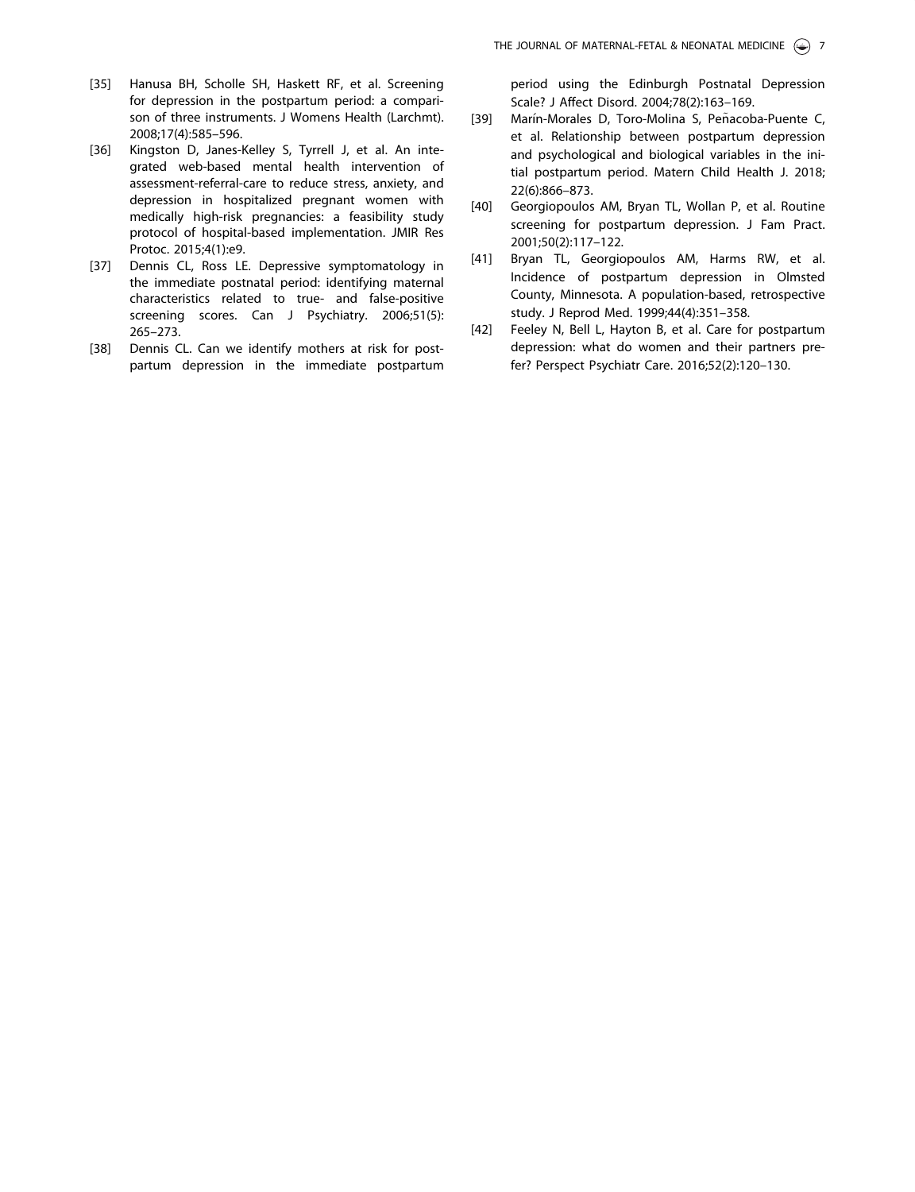[35] Hanusa BH, Scholle SH, Haskett RF, et al. Screening for depression in the postpartum period: a comparison of three instruments. J Womens Health (Larchmt). 2008;17(4):585–596.

[36] Kingston D, Janes-Kelley S, Tyrrell J, et al. An integrated web-based mental health intervention of assessment-referral-care to reduce stress, anxiety, and depression in hospitalized pregnant women with medically high-risk pregnancies: a feasibility study protocol of hospital-based implementation. JMIR Res Protoc. 2015;4(1):e9.

[37] Dennis CL, Ross LE. Depressive symptomatology in the immediate postnatal period: identifying maternal characteristics related to true- and false-positive screening scores. Can J Psychiatry. 2006;51(5): 265–273.

[38] Dennis CL. Can we identify mothers at risk for postpartum depression in the immediate postpartum period using the Edinburgh Postnatal Depression Scale? J Affect Disord. 2004;78(2):163–169.

[39] Marín-Morales D, Toro-Molina S, Peñacoba-Puente C, et al. Relationship between postpartum depression and psychological and biological variables in the initial postpartum period. Matern Child Health J. 2018; 22(6):866–873.

[40] Georgiopoulos AM, Bryan TL, Wollan P, et al. Routine screening for postpartum depression. J Fam Pract. 2001;50(2):117–122.

[41] Bryan TL, Georgiopoulos AM, Harms RW, et al. Incidence of postpartum depression in Olmsted County, Minnesota. A population-based, retrospective study. J Reprod Med. 1999;44(4):351–358.

[42] Feeley N, Bell L, Hayton B, et al. Care for postpartum depression: what do women and their partners prefer? Perspect Psychiatr Care. 2016;52(2):120–130.